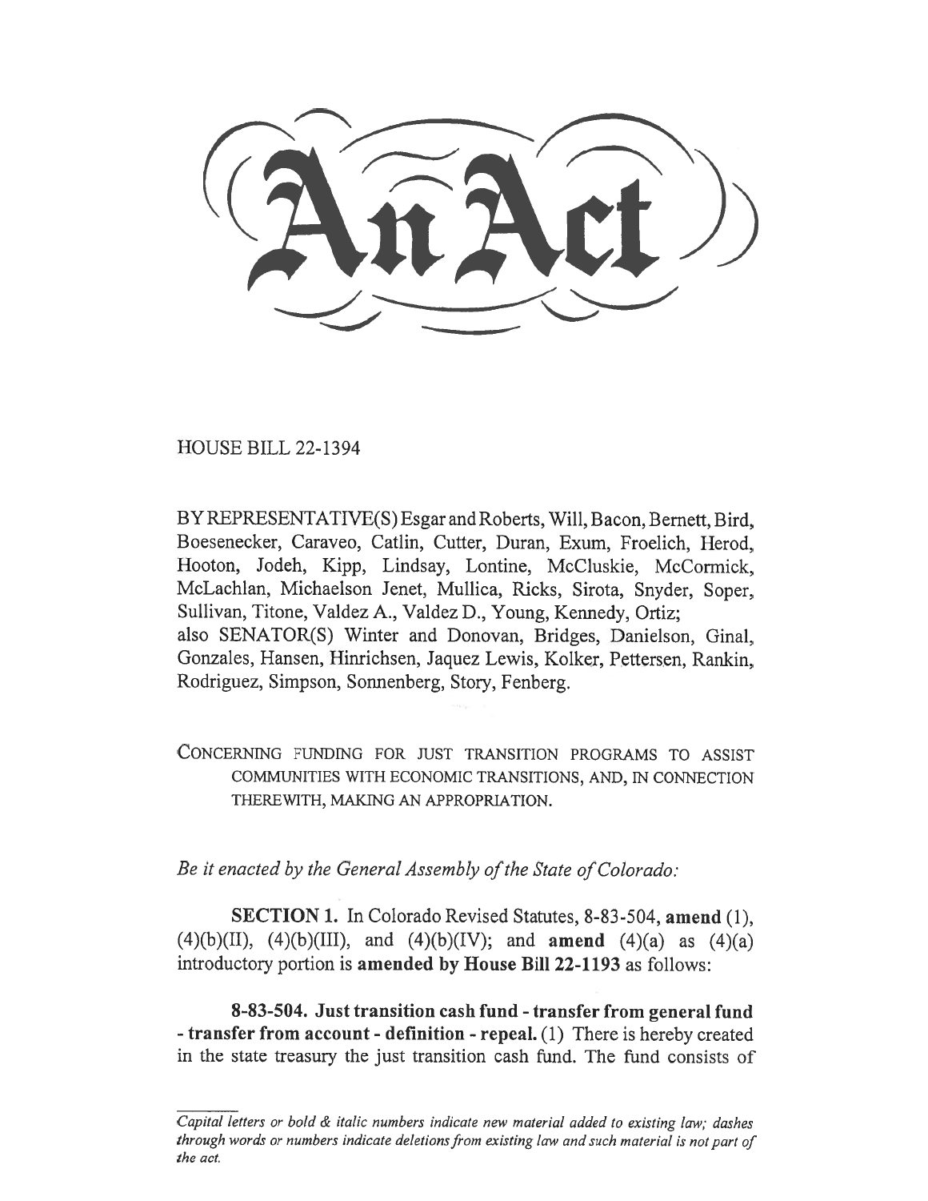# An Act

HOUSE BILL 22-1394

BY REPRESENTATIVE(S) Esgar and Roberts, Will, Bacon, Bernett, Bird, Boesenecker, Caraveo, Catlin, Cutter, Duran, Exum, Froelich, Herod, Hooton, Jodeh, Kipp, Lindsay, Lontine, McCluskie, McCormick, McLachlan, Michaelson Jenet, Mullica, Ricks, Sirota, Snyder, Soper, Sullivan, Titone, Valdez A., Valdez D., Young, Kennedy, Ortiz; also SENATOR(S) Winter and Donovan, Bridges, Danielson, Ginal, Gonzales, Hansen, Hinrichsen, Jaquez Lewis, Kolker, Pettersen, Rankin, Rodriguez, Simpson, Sonnenberg, Story, Fenberg.

CONCERNING FUNDING FOR JUST TRANSITION PROGRAMS TO ASSIST COMMUNITIES WITH ECONOMIC TRANSITIONS, AND, IN CONNECTION THEREWITH, MAKING AN APPROPRIATION.

*Be it enacted by the General Assembly of the State of Colorado:*

**SECTION 1.** In Colorado Revised Statutes, 8-83-504, **amend** (1), (4)(b)(II), (4)(b)(III), and (4)(b)(IV); and **amend** (4)(a) as (4)(a) introductory portion is **amended by House Bill 22-1193** as follows:

**8-83-504. Just transition cash fund - transfer from general fund - transfer from account - definition - repeal.** (1) There is hereby created in the state treasury the just transition cash fund. The fund consists of

*Capital letters or bold & italic numbers indicate new material added to existing law; dashes through words or numbers indicate deletions from existing law and such material is not part of the act.*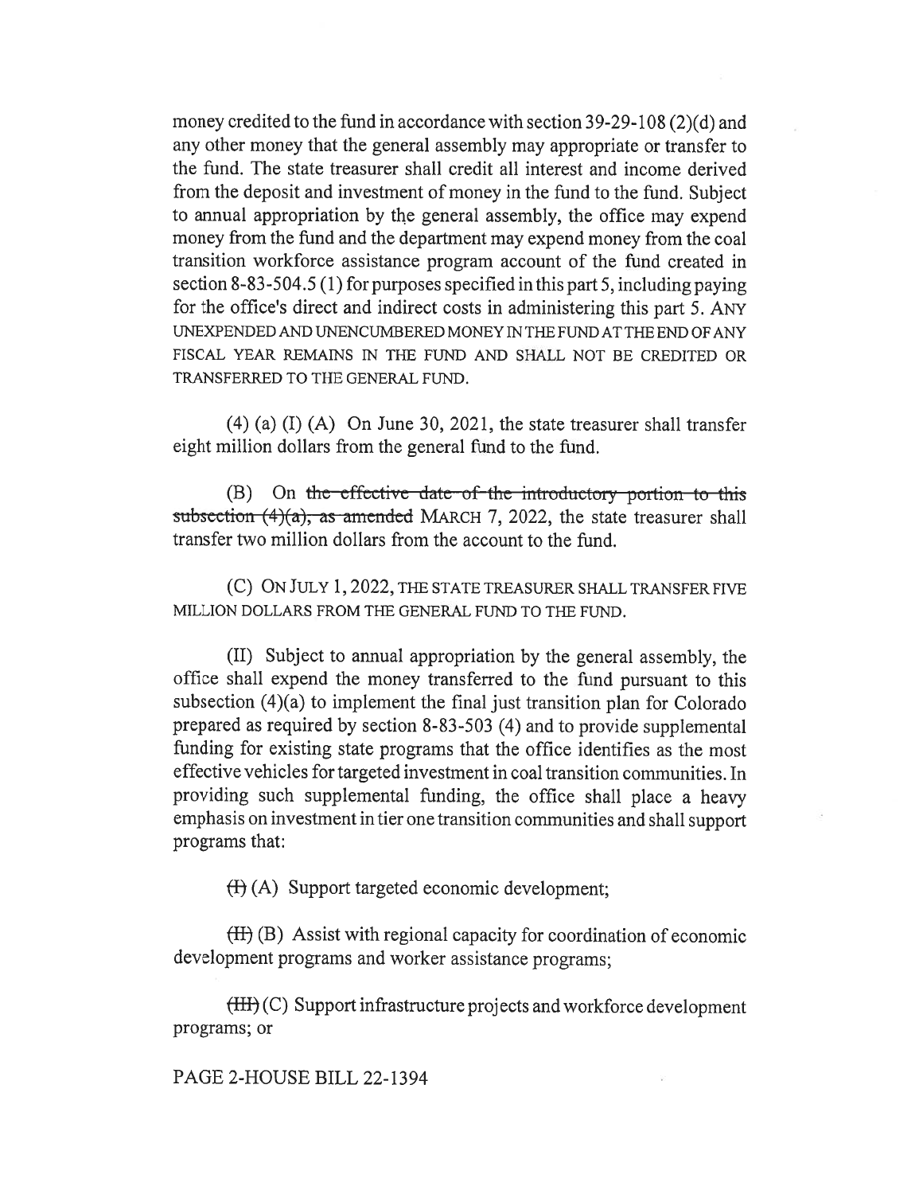money credited to the fund in accordance with section 39-29-108 (2)(d) and any other money that the general assembly may appropriate or transfer to the fund. The state treasurer shall credit all interest and income derived from the deposit and investment of money in the fund to the fund. Subject to annual appropriation by the general assembly, the office may expend money from the fund and the department may expend money from the coal transition workforce assistance program account of the fund created in section 8-83-504.5 (1) for purposes specified in this part 5, including paying for the office's direct and indirect costs in administering this part 5. ANY UNEXPENDED AND UNENCUMBERED MONEY IN THE FUND AT THE END OF ANY FISCAL YEAR REMAINS IN THE FUND AND SHALL NOT BE CREDITED OR TRANSFERRED TO THE GENERAL FUND.

(4) (a) (I) (A) On June 30, 2021, the state treasurer shall transfer eight million dollars from the general fund to the fund.

(B) On ~~the effective date of the introductory portion to this subsection (4)(a), as amended~~ MARCH 7, 2022, the state treasurer shall transfer two million dollars from the account to the fund.

(C) ON JULY 1, 2022, THE STATE TREASURER SHALL TRANSFER FIVE MILLION DOLLARS FROM THE GENERAL FUND TO THE FUND.

(II) Subject to annual appropriation by the general assembly, the office shall expend the money transferred to the fund pursuant to this subsection (4)(a) to implement the final just transition plan for Colorado prepared as required by section 8-83-503 (4) and to provide supplemental funding for existing state programs that the office identifies as the most effective vehicles for targeted investment in coal transition communities. In providing such supplemental funding, the office shall place a heavy emphasis on investment in tier one transition communities and shall support programs that:

~~(I)~~ (A) Support targeted economic development;

~~(II)~~ (B) Assist with regional capacity for coordination of economic development programs and worker assistance programs;

~~(III)~~ (C) Support infrastructure projects and workforce development programs; or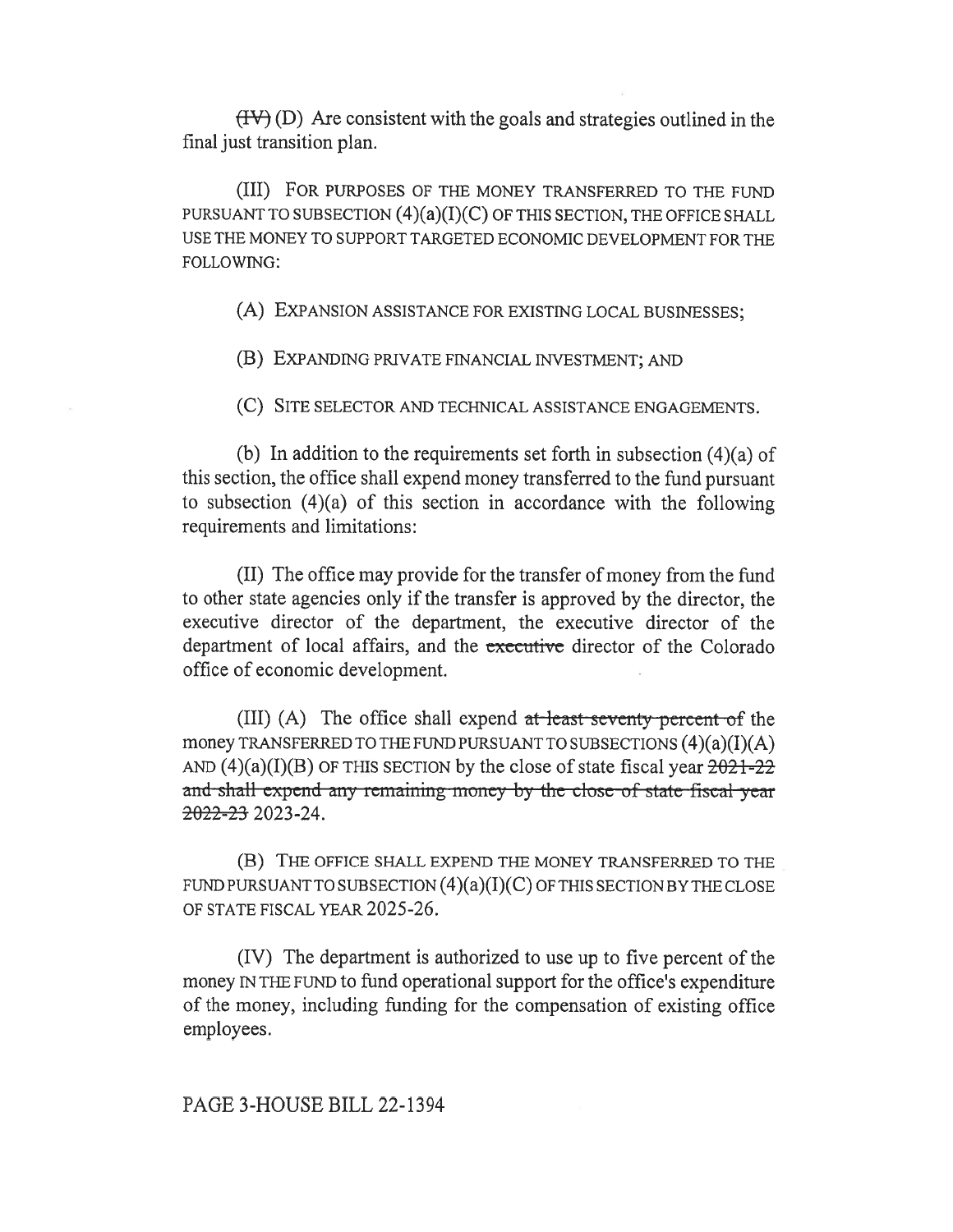~~(IV)~~ (D) Are consistent with the goals and strategies outlined in the final just transition plan.

(III) FOR PURPOSES OF THE MONEY TRANSFERRED TO THE FUND PURSUANT TO SUBSECTION (4)(a)(I)(C) OF THIS SECTION, THE OFFICE SHALL USE THE MONEY TO SUPPORT TARGETED ECONOMIC DEVELOPMENT FOR THE FOLLOWING:

(A) EXPANSION ASSISTANCE FOR EXISTING LOCAL BUSINESSES;

(B) EXPANDING PRIVATE FINANCIAL INVESTMENT; AND

(C) SITE SELECTOR AND TECHNICAL ASSISTANCE ENGAGEMENTS.

(b) In addition to the requirements set forth in subsection (4)(a) of this section, the office shall expend money transferred to the fund pursuant to subsection (4)(a) of this section in accordance with the following requirements and limitations:

(II) The office may provide for the transfer of money from the fund to other state agencies only if the transfer is approved by the director, the executive director of the department, the executive director of the department of local affairs, and the ~~executive~~ director of the Colorado office of economic development.

(III) (A) The office shall expend ~~at least seventy percent of~~ the money TRANSFERRED TO THE FUND PURSUANT TO SUBSECTIONS (4)(a)(I)(A) AND (4)(a)(I)(B) OF THIS SECTION by the close of state fiscal year ~~2021-22 and shall expend any remaining money by the close of state fiscal year 2022-23~~ 2023-24.

(B) THE OFFICE SHALL EXPEND THE MONEY TRANSFERRED TO THE FUND PURSUANT TO SUBSECTION (4)(a)(I)(C) OF THIS SECTION BY THE CLOSE OF STATE FISCAL YEAR 2025-26.

(IV) The department is authorized to use up to five percent of the money IN THE FUND to fund operational support for the office's expenditure of the money, including funding for the compensation of existing office employees.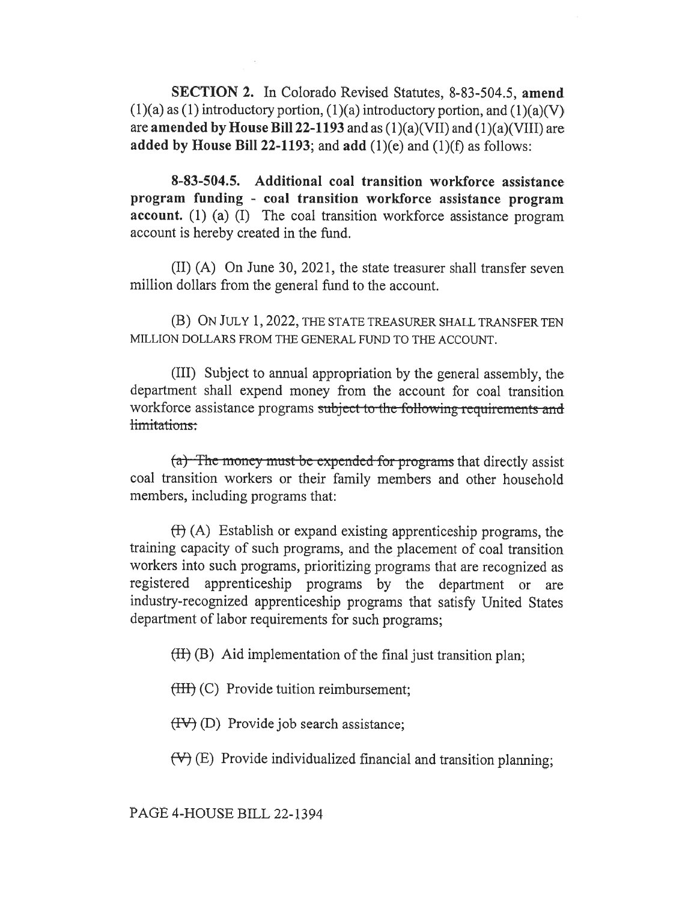**SECTION 2.** In Colorado Revised Statutes, 8-83-504.5, **amend** (1)(a) as (1) introductory portion, (1)(a) introductory portion, and (1)(a)(V) are **amended by House Bill 22-1193** and as (1)(a)(VII) and (1)(a)(VIII) are **added by House Bill 22-1193**; and **add** (1)(e) and (1)(f) as follows:

**8-83-504.5. Additional coal transition workforce assistance program funding - coal transition workforce assistance program account.** (1) (a) (I) The coal transition workforce assistance program account is hereby created in the fund.

(II) (A) On June 30, 2021, the state treasurer shall transfer seven million dollars from the general fund to the account.

(B) ON JULY 1, 2022, THE STATE TREASURER SHALL TRANSFER TEN MILLION DOLLARS FROM THE GENERAL FUND TO THE ACCOUNT.

(III) Subject to annual appropriation by the general assembly, the department shall expend money from the account for coal transition workforce assistance programs ~~subject to the following requirements and limitations:~~

~~(a) The money must be expended for programs~~ that directly assist coal transition workers or their family members and other household members, including programs that:

~~(I)~~ (A) Establish or expand existing apprenticeship programs, the training capacity of such programs, and the placement of coal transition workers into such programs, prioritizing programs that are recognized as registered apprenticeship programs by the department or are industry-recognized apprenticeship programs that satisfy United States department of labor requirements for such programs;

~~(II)~~ (B) Aid implementation of the final just transition plan;

~~(III)~~ (C) Provide tuition reimbursement;

~~(IV)~~ (D) Provide job search assistance;

~~(V)~~ (E) Provide individualized financial and transition planning;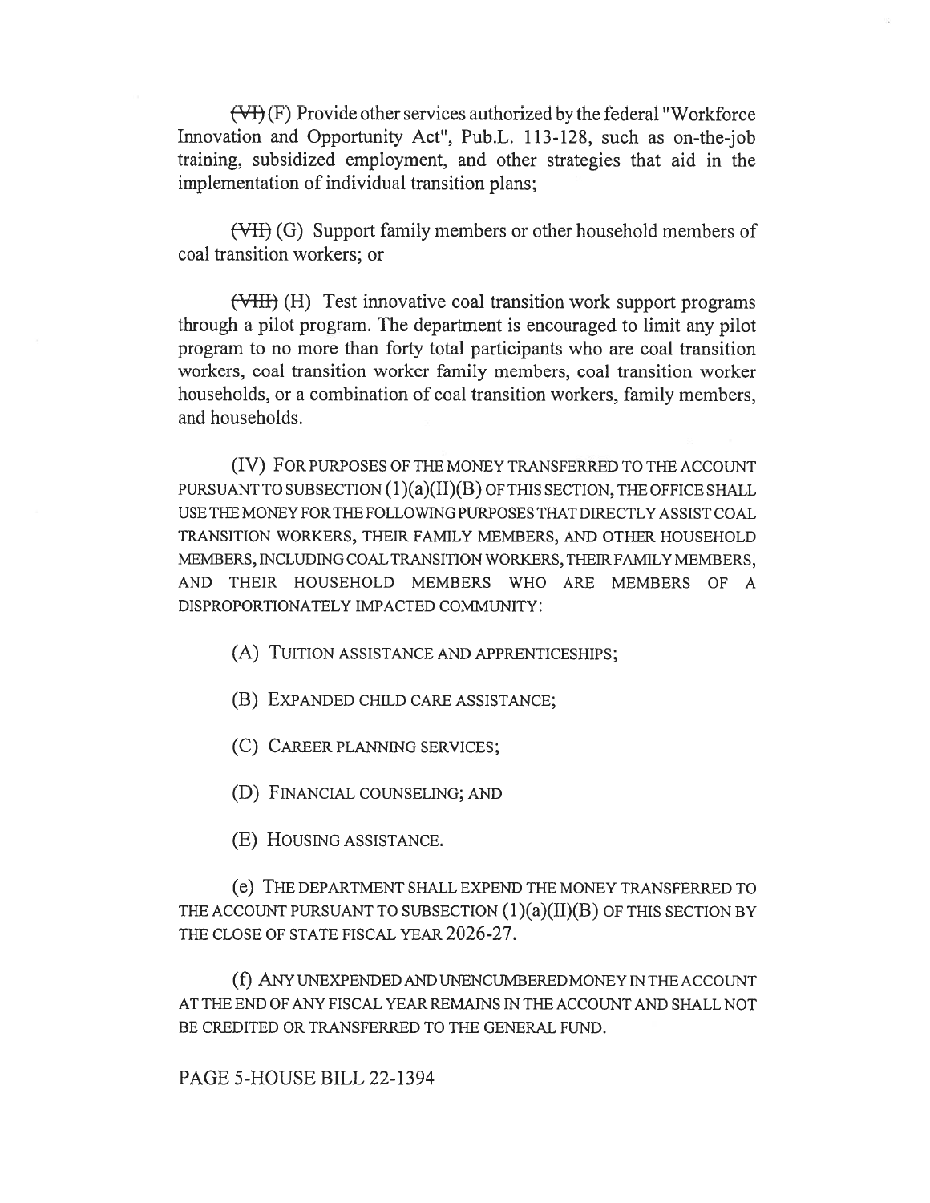~~(VI)~~ (F) Provide other services authorized by the federal "Workforce Innovation and Opportunity Act", Pub.L. 113-128, such as on-the-job training, subsidized employment, and other strategies that aid in the implementation of individual transition plans;

~~(VII)~~ (G) Support family members or other household members of coal transition workers; or

~~(VIII)~~ (H) Test innovative coal transition work support programs through a pilot program. The department is encouraged to limit any pilot program to no more than forty total participants who are coal transition workers, coal transition worker family members, coal transition worker households, or a combination of coal transition workers, family members, and households.

(IV) FOR PURPOSES OF THE MONEY TRANSFERRED TO THE ACCOUNT PURSUANT TO SUBSECTION (1)(a)(II)(B) OF THIS SECTION, THE OFFICE SHALL USE THE MONEY FOR THE FOLLOWING PURPOSES THAT DIRECTLY ASSIST COAL TRANSITION WORKERS, THEIR FAMILY MEMBERS, AND OTHER HOUSEHOLD MEMBERS, INCLUDING COAL TRANSITION WORKERS, THEIR FAMILY MEMBERS, AND THEIR HOUSEHOLD MEMBERS WHO ARE MEMBERS OF A DISPROPORTIONATELY IMPACTED COMMUNITY:

(A) TUITION ASSISTANCE AND APPRENTICESHIPS;

(B) EXPANDED CHILD CARE ASSISTANCE;

(C) CAREER PLANNING SERVICES;

(D) FINANCIAL COUNSELING; AND

(E) HOUSING ASSISTANCE.

(e) THE DEPARTMENT SHALL EXPEND THE MONEY TRANSFERRED TO THE ACCOUNT PURSUANT TO SUBSECTION (1)(a)(II)(B) OF THIS SECTION BY THE CLOSE OF STATE FISCAL YEAR 2026-27.

(f) ANY UNEXPENDED AND UNENCUMBERED MONEY IN THE ACCOUNT AT THE END OF ANY FISCAL YEAR REMAINS IN THE ACCOUNT AND SHALL NOT BE CREDITED OR TRANSFERRED TO THE GENERAL FUND.

PAGE 5-HOUSE BILL 22-1394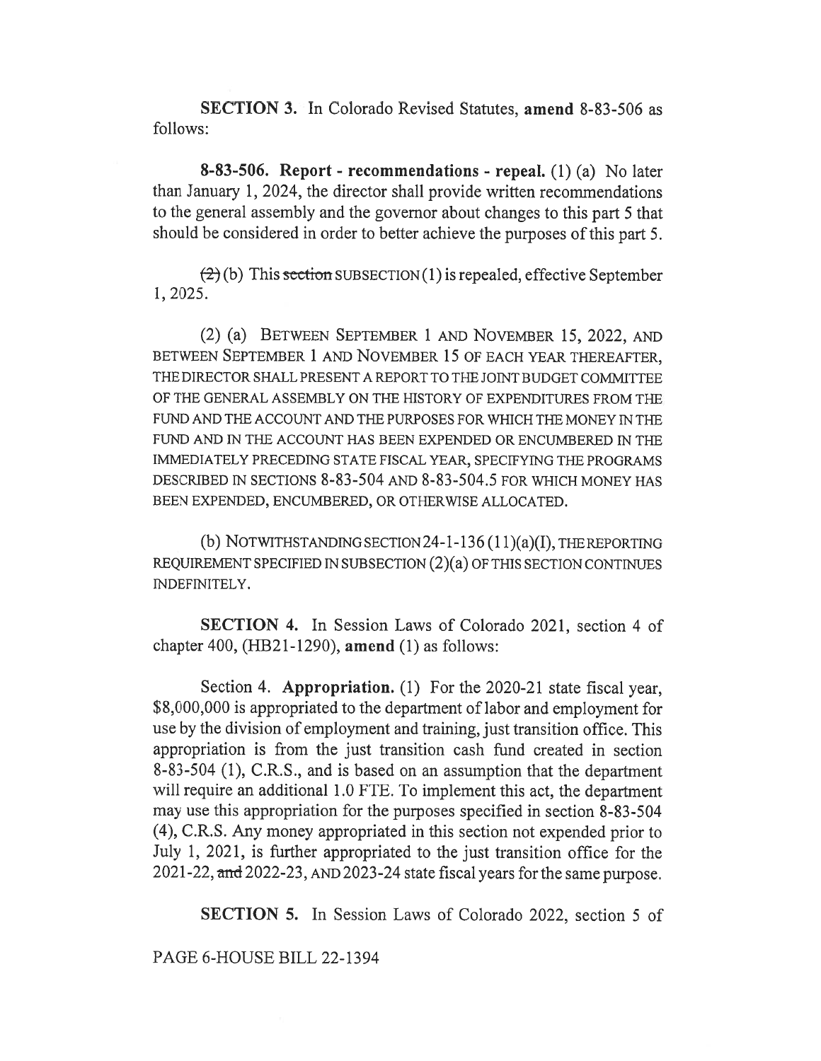**SECTION 3.** In Colorado Revised Statutes, **amend** 8-83-506 as follows:

**8-83-506. Report - recommendations - repeal.** (1) (a) No later than January 1, 2024, the director shall provide written recommendations to the general assembly and the governor about changes to this part 5 that should be considered in order to better achieve the purposes of this part 5.

~~(2)~~ (b) This ~~section~~ SUBSECTION (1) is repealed, effective September 1, 2025.

(2) (a) BETWEEN SEPTEMBER 1 AND NOVEMBER 15, 2022, AND BETWEEN SEPTEMBER 1 AND NOVEMBER 15 OF EACH YEAR THEREAFTER, THE DIRECTOR SHALL PRESENT A REPORT TO THE JOINT BUDGET COMMITTEE OF THE GENERAL ASSEMBLY ON THE HISTORY OF EXPENDITURES FROM THE FUND AND THE ACCOUNT AND THE PURPOSES FOR WHICH THE MONEY IN THE FUND AND IN THE ACCOUNT HAS BEEN EXPENDED OR ENCUMBERED IN THE IMMEDIATELY PRECEDING STATE FISCAL YEAR, SPECIFYING THE PROGRAMS DESCRIBED IN SECTIONS 8-83-504 AND 8-83-504.5 FOR WHICH MONEY HAS BEEN EXPENDED, ENCUMBERED, OR OTHERWISE ALLOCATED.

(b) NOTWITHSTANDING SECTION 24-1-136 (11)(a)(I), THE REPORTING REQUIREMENT SPECIFIED IN SUBSECTION (2)(a) OF THIS SECTION CONTINUES INDEFINITELY.

**SECTION 4.** In Session Laws of Colorado 2021, section 4 of chapter 400, (HB21-1290), **amend** (1) as follows:

Section 4. **Appropriation.** (1) For the 2020-21 state fiscal year, $8,000,000 is appropriated to the department of labor and employment for use by the division of employment and training, just transition office. This appropriation is from the just transition cash fund created in section 8-83-504 (1), C.R.S., and is based on an assumption that the department will require an additional 1.0 FTE. To implement this act, the department may use this appropriation for the purposes specified in section 8-83-504 (4), C.R.S. Any money appropriated in this section not expended prior to July 1, 2021, is further appropriated to the just transition office for the 2021-22, ~~and~~ 2022-23, AND 2023-24 state fiscal years for the same purpose.

**SECTION 5.** In Session Laws of Colorado 2022, section 5 of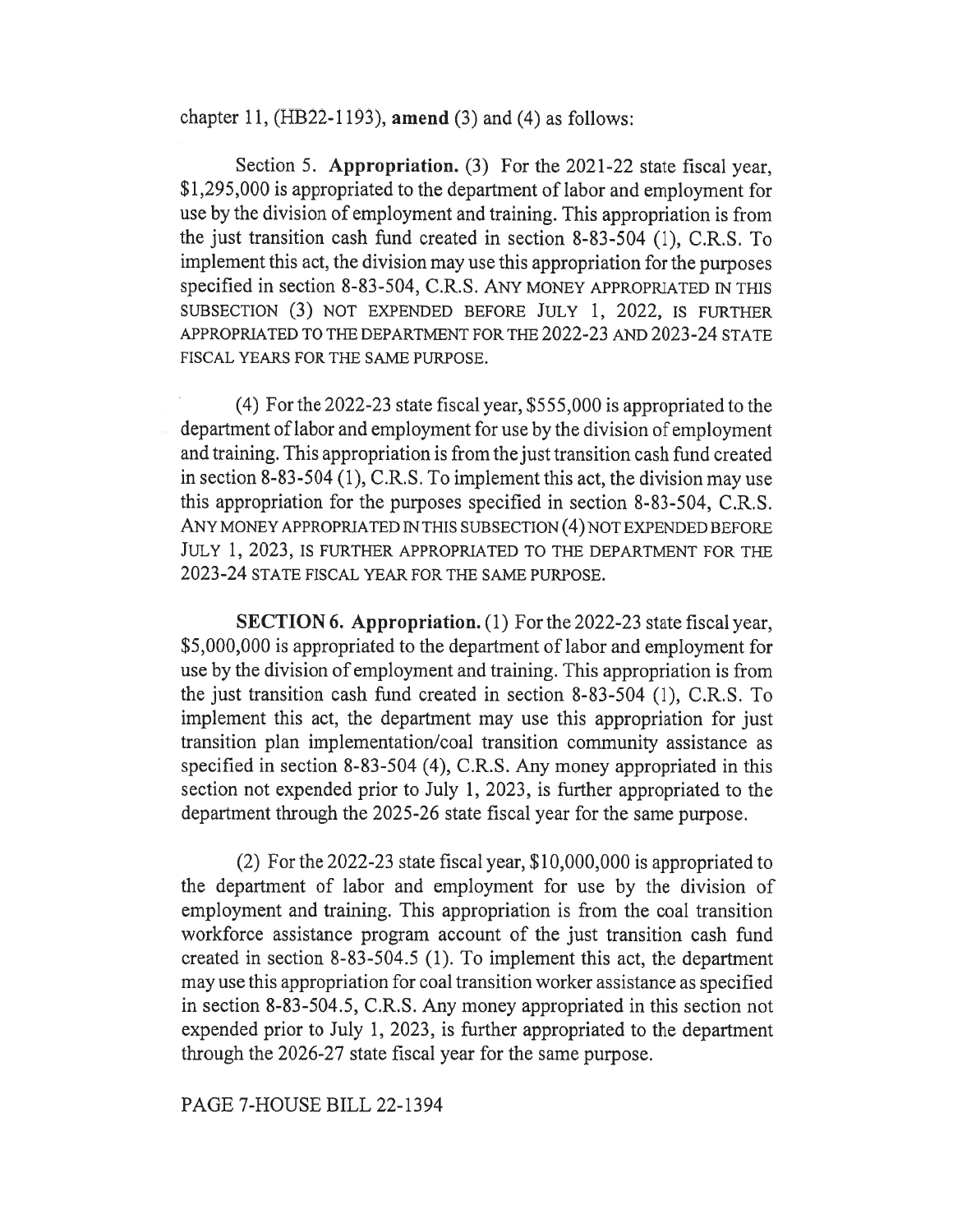chapter 11, (HB22-1193), **amend** (3) and (4) as follows:

Section 5. **Appropriation.** (3) For the 2021-22 state fiscal year, $1,295,000 is appropriated to the department of labor and employment for use by the division of employment and training. This appropriation is from the just transition cash fund created in section 8-83-504 (1), C.R.S. To implement this act, the division may use this appropriation for the purposes specified in section 8-83-504, C.R.S. ANY MONEY APPROPRIATED IN THIS SUBSECTION (3) NOT EXPENDED BEFORE JULY 1, 2022, IS FURTHER APPROPRIATED TO THE DEPARTMENT FOR THE 2022-23 AND 2023-24 STATE FISCAL YEARS FOR THE SAME PURPOSE.

(4) For the 2022-23 state fiscal year, $555,000 is appropriated to the department of labor and employment for use by the division of employment and training. This appropriation is from the just transition cash fund created in section 8-83-504 (1), C.R.S. To implement this act, the division may use this appropriation for the purposes specified in section 8-83-504, C.R.S. ANY MONEY APPROPRIATED IN THIS SUBSECTION (4) NOT EXPENDED BEFORE JULY 1, 2023, IS FURTHER APPROPRIATED TO THE DEPARTMENT FOR THE 2023-24 STATE FISCAL YEAR FOR THE SAME PURPOSE.

**SECTION 6. Appropriation.** (1) For the 2022-23 state fiscal year, $5,000,000 is appropriated to the department of labor and employment for use by the division of employment and training. This appropriation is from the just transition cash fund created in section 8-83-504 (1), C.R.S. To implement this act, the department may use this appropriation for just transition plan implementation/coal transition community assistance as specified in section 8-83-504 (4), C.R.S. Any money appropriated in this section not expended prior to July 1, 2023, is further appropriated to the department through the 2025-26 state fiscal year for the same purpose.

(2) For the 2022-23 state fiscal year, $10,000,000 is appropriated to the department of labor and employment for use by the division of employment and training. This appropriation is from the coal transition workforce assistance program account of the just transition cash fund created in section 8-83-504.5 (1). To implement this act, the department may use this appropriation for coal transition worker assistance as specified in section 8-83-504.5, C.R.S. Any money appropriated in this section not expended prior to July 1, 2023, is further appropriated to the department through the 2026-27 state fiscal year for the same purpose.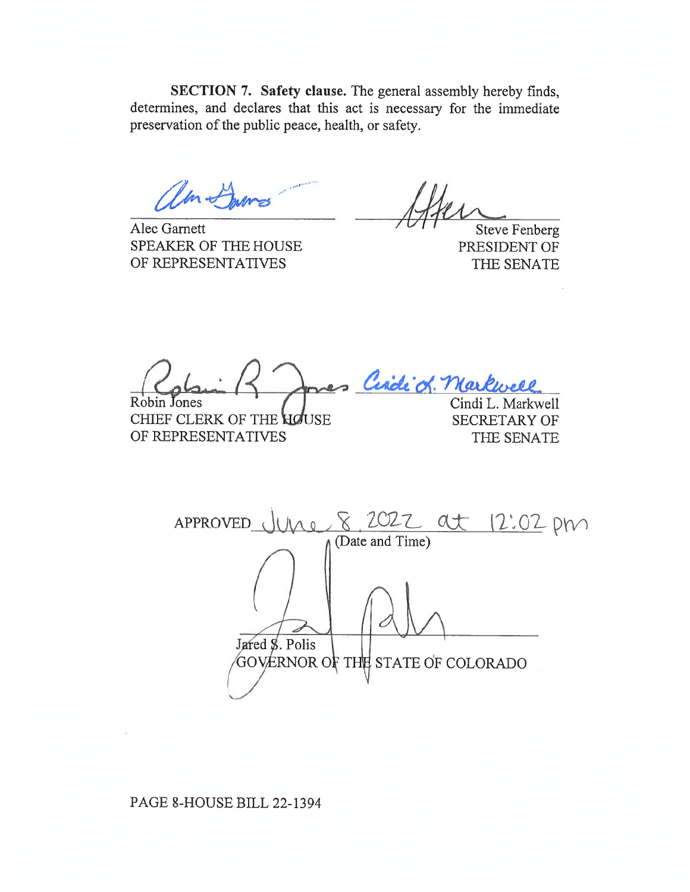**SECTION 7. Safety clause.** The general assembly hereby finds, determines, and declares that this act is necessary for the immediate preservation of the public peace, health, or safety.

Alec Garnett
SPEAKER OF THE HOUSE
OF REPRESENTATIVES

Steve Fenberg
PRESIDENT OF
THE SENATE

Robin Jones
CHIEF CLERK OF THE HOUSE
OF REPRESENTATIVES

Cindi L. Markwell
SECRETARY OF
THE SENATE

APPROVED June 8, 2022 at 12:02 pm
(Date and Time)

Jared S. Polis
GOVERNOR OF THE STATE OF COLORADO

PAGE 8-HOUSE BILL 22-1394